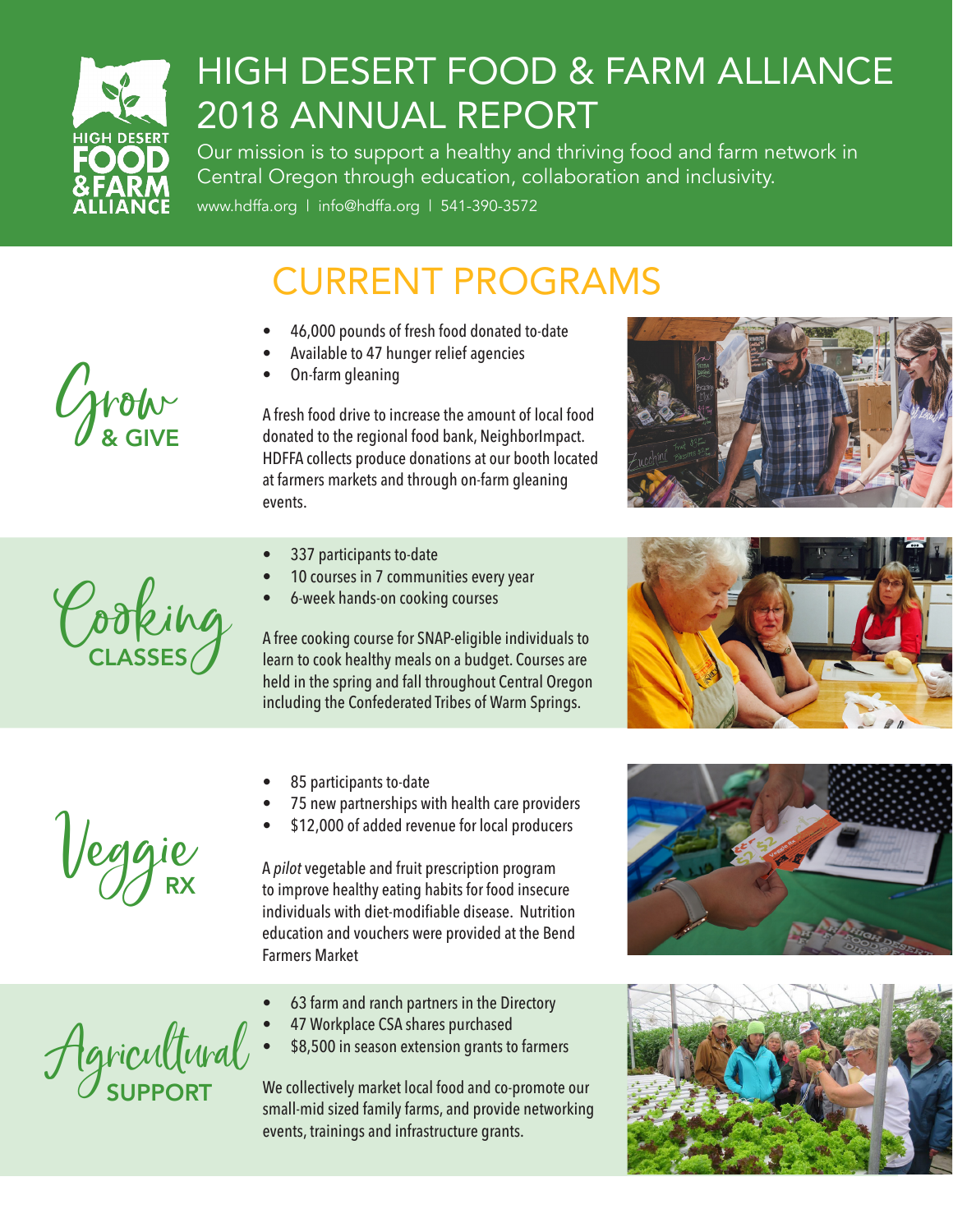# HIGH DESERT FOOD & FARM ALLIANCE 2018 ANNUAL REPORT

Our mission is to support a healthy and thriving food and farm network in Central Oregon through education, collaboration and inclusivity.

www.hdffa.org | info@hdffa.org | 541-390-3572

## CURRENT PROGRAMS

### Grow & GIVE

- 46,000 pounds of fresh food donated to-date
- Available to 47 hunger relief agencies
- On-farm gleaning

A fresh food drive to increase the amount of local food donated to the regional food bank, NeighborImpact. HDFFA collects produce donations at our booth located at farmers markets and through on-farm gleaning events.

### Cooking CLASSES

- 337 participants to-date
- 10 courses in 7 communities every year
- 6-week hands-on cooking courses

A free cooking course for SNAP-eligible individuals to learn to cook healthy meals on a budget. Courses are held in the spring and fall throughout Central Oregon including the Confederated Tribes of Warm Springs.

### Veggie RX

- 85 participants to-date
- 75 new partnerships with health care providers
- $12,000 of added revenue for local producers

A *pilot* vegetable and fruit prescription program to improve healthy eating habits for food insecure individuals with diet-modifiable disease. Nutrition education and vouchers were provided at the Bend Farmers Market

### Agricultural SUPPORT

- 63 farm and ranch partners in the Directory
- 47 Workplace CSA shares purchased
- $8,500 in season extension grants to farmers

We collectively market local food and co-promote our small-mid sized family farms, and provide networking events, trainings and infrastructure grants.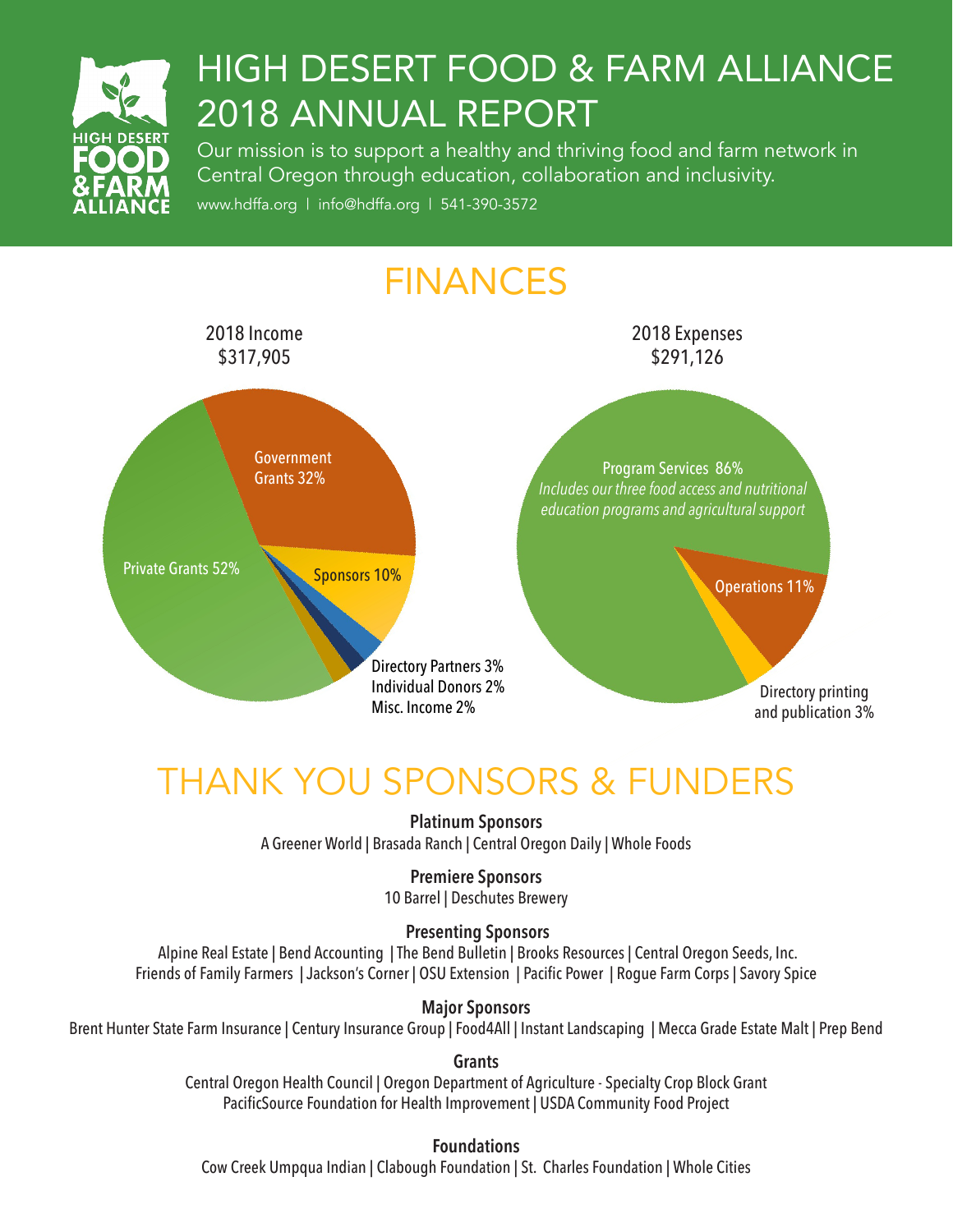# HIGH DESERT FOOD & FARM ALLIANCE 2018 ANNUAL REPORT

Our mission is to support a healthy and thriving food and farm network in Central Oregon through education, collaboration and inclusivity.

www.hdffa.org | info@hdffa.org | 541-390-3572

## FINANCES

2018 Income
$317,905

Government Grants 32%
Private Grants 52%
Sponsors 10%
Directory Partners 3%
Individual Donors 2%
Misc. Income 2%

2018 Expenses
$291,126

Program Services 86%
*Includes our three food access and nutritional education programs and agricultural support*
Operations 11%
Directory printing and publication 3%

## THANK YOU SPONSORS & FUNDERS

**Platinum Sponsors**
A Greener World | Brasada Ranch | Central Oregon Daily | Whole Foods

**Premiere Sponsors**
10 Barrel | Deschutes Brewery

**Presenting Sponsors**
Alpine Real Estate | Bend Accounting | The Bend Bulletin | Brooks Resources | Central Oregon Seeds, Inc.
Friends of Family Farmers | Jackson's Corner | OSU Extension | Pacific Power | Rogue Farm Corps | Savory Spice

**Major Sponsors**
Brent Hunter State Farm Insurance | Century Insurance Group | Food4All | Instant Landscaping | Mecca Grade Estate Malt | Prep Bend

**Grants**
Central Oregon Health Council | Oregon Department of Agriculture - Specialty Crop Block Grant
PacificSource Foundation for Health Improvement | USDA Community Food Project

**Foundations**
Cow Creek Umpqua Indian | Clabough Foundation | St. Charles Foundation | Whole Cities